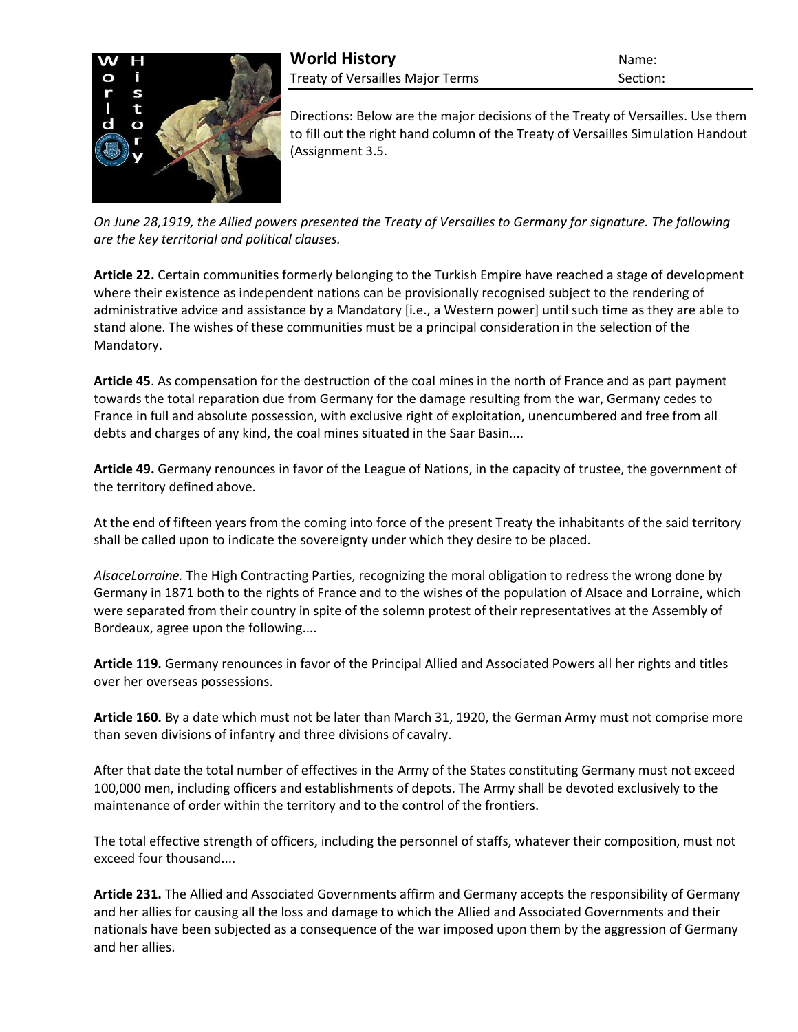# World History

Treaty of Versailles Major Terms

Name:

Section:

Directions: Below are the major decisions of the Treaty of Versailles. Use them to fill out the right hand column of the Treaty of Versailles Simulation Handout (Assignment 3.5.

*On June 28,1919, the Allied powers presented the Treaty of Versailles to Germany for signature. The following are the key territorial and political clauses.*

**Article 22.** Certain communities formerly belonging to the Turkish Empire have reached a stage of development where their existence as independent nations can be provisionally recognised subject to the rendering of administrative advice and assistance by a Mandatory [i.e., a Western power] until such time as they are able to stand alone. The wishes of these communities must be a principal consideration in the selection of the Mandatory.

**Article 45**. As compensation for the destruction of the coal mines in the north of France and as part payment towards the total reparation due from Germany for the damage resulting from the war, Germany cedes to France in full and absolute possession, with exclusive right of exploitation, unencumbered and free from all debts and charges of any kind, the coal mines situated in the Saar Basin....

**Article 49.** Germany renounces in favor of the League of Nations, in the capacity of trustee, the government of the territory defined above.

At the end of fifteen years from the coming into force of the present Treaty the inhabitants of the said territory shall be called upon to indicate the sovereignty under which they desire to be placed.

*AlsaceLorraine.* The High Contracting Parties, recognizing the moral obligation to redress the wrong done by Germany in 1871 both to the rights of France and to the wishes of the population of Alsace and Lorraine, which were separated from their country in spite of the solemn protest of their representatives at the Assembly of Bordeaux, agree upon the following....

**Article 119.** Germany renounces in favor of the Principal Allied and Associated Powers all her rights and titles over her overseas possessions.

**Article 160.** By a date which must not be later than March 31, 1920, the German Army must not comprise more than seven divisions of infantry and three divisions of cavalry.

After that date the total number of effectives in the Army of the States constituting Germany must not exceed 100,000 men, including officers and establishments of depots. The Army shall be devoted exclusively to the maintenance of order within the territory and to the control of the frontiers.

The total effective strength of officers, including the personnel of staffs, whatever their composition, must not exceed four thousand....

**Article 231.** The Allied and Associated Governments affirm and Germany accepts the responsibility of Germany and her allies for causing all the loss and damage to which the Allied and Associated Governments and their nationals have been subjected as a consequence of the war imposed upon them by the aggression of Germany and her allies.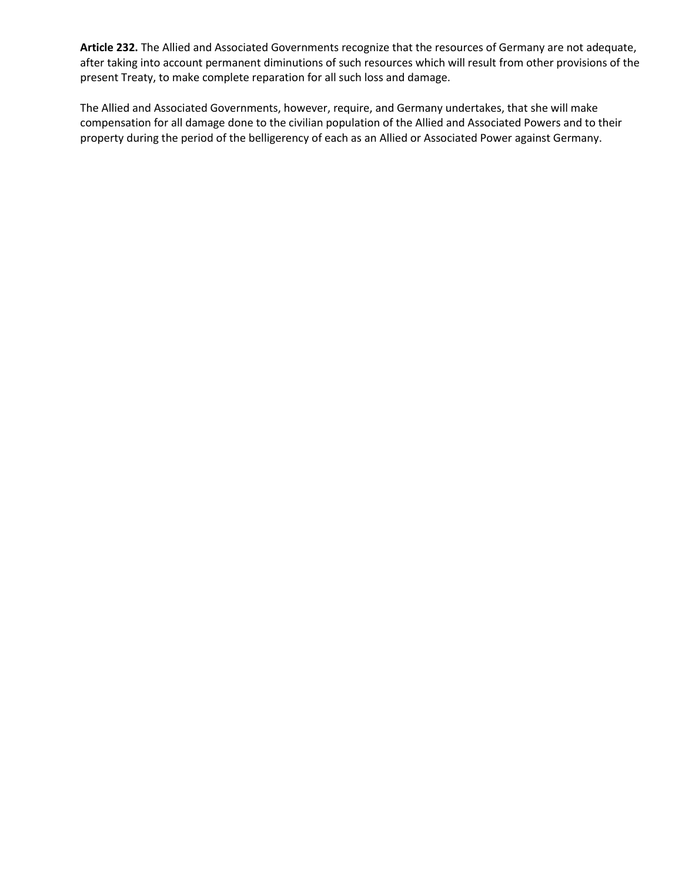**Article 232.** The Allied and Associated Governments recognize that the resources of Germany are not adequate, after taking into account permanent diminutions of such resources which will result from other provisions of the present Treaty, to make complete reparation for all such loss and damage.

The Allied and Associated Governments, however, require, and Germany undertakes, that she will make compensation for all damage done to the civilian population of the Allied and Associated Powers and to their property during the period of the belligerency of each as an Allied or Associated Power against Germany.